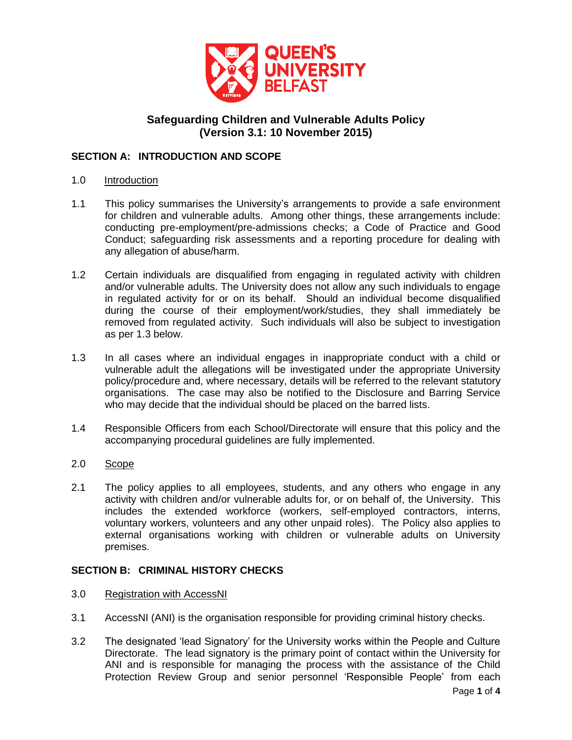# Safeguarding Children and Vulnerable Adults Policy
# (Version 3.1: 10 November 2015)

## SECTION A: INTRODUCTION AND SCOPE

### 1.0 Introduction

1.1 This policy summarises the University's arrangements to provide a safe environment for children and vulnerable adults. Among other things, these arrangements include: conducting pre-employment/pre-admissions checks; a Code of Practice and Good Conduct; safeguarding risk assessments and a reporting procedure for dealing with any allegation of abuse/harm.

1.2 Certain individuals are disqualified from engaging in regulated activity with children and/or vulnerable adults. The University does not allow any such individuals to engage in regulated activity for or on its behalf. Should an individual become disqualified during the course of their employment/work/studies, they shall immediately be removed from regulated activity. Such individuals will also be subject to investigation as per 1.3 below.

1.3 In all cases where an individual engages in inappropriate conduct with a child or vulnerable adult the allegations will be investigated under the appropriate University policy/procedure and, where necessary, details will be referred to the relevant statutory organisations. The case may also be notified to the Disclosure and Barring Service who may decide that the individual should be placed on the barred lists.

1.4 Responsible Officers from each School/Directorate will ensure that this policy and the accompanying procedural guidelines are fully implemented.

### 2.0 Scope

2.1 The policy applies to all employees, students, and any others who engage in any activity with children and/or vulnerable adults for, or on behalf of, the University. This includes the extended workforce (workers, self-employed contractors, interns, voluntary workers, volunteers and any other unpaid roles). The Policy also applies to external organisations working with children or vulnerable adults on University premises.

## SECTION B: CRIMINAL HISTORY CHECKS

### 3.0 Registration with AccessNI

3.1 AccessNI (ANI) is the organisation responsible for providing criminal history checks.

3.2 The designated 'lead Signatory' for the University works within the People and Culture Directorate. The lead signatory is the primary point of contact within the University for ANI and is responsible for managing the process with the assistance of the Child Protection Review Group and senior personnel 'Responsible People' from each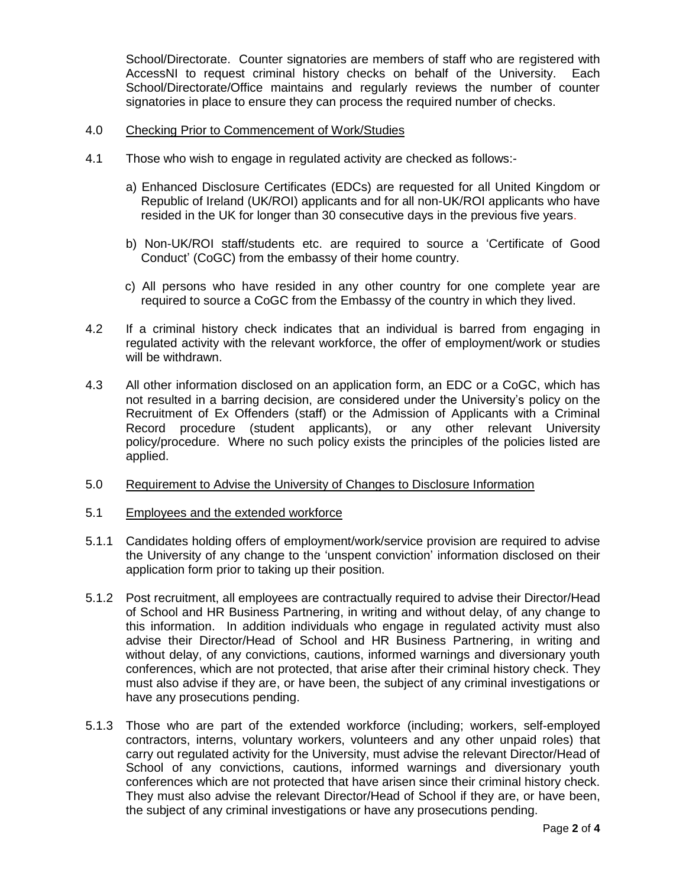School/Directorate. Counter signatories are members of staff who are registered with AccessNI to request criminal history checks on behalf of the University. Each School/Directorate/Office maintains and regularly reviews the number of counter signatories in place to ensure they can process the required number of checks.

4.0 Checking Prior to Commencement of Work/Studies

4.1 Those who wish to engage in regulated activity are checked as follows:-

a) Enhanced Disclosure Certificates (EDCs) are requested for all United Kingdom or Republic of Ireland (UK/ROI) applicants and for all non-UK/ROI applicants who have resided in the UK for longer than 30 consecutive days in the previous five years.

b) Non-UK/ROI staff/students etc. are required to source a 'Certificate of Good Conduct' (CoGC) from the embassy of their home country.

c) All persons who have resided in any other country for one complete year are required to source a CoGC from the Embassy of the country in which they lived.

4.2 If a criminal history check indicates that an individual is barred from engaging in regulated activity with the relevant workforce, the offer of employment/work or studies will be withdrawn.

4.3 All other information disclosed on an application form, an EDC or a CoGC, which has not resulted in a barring decision, are considered under the University's policy on the Recruitment of Ex Offenders (staff) or the Admission of Applicants with a Criminal Record procedure (student applicants), or any other relevant University policy/procedure. Where no such policy exists the principles of the policies listed are applied.

5.0 Requirement to Advise the University of Changes to Disclosure Information

5.1 Employees and the extended workforce

5.1.1 Candidates holding offers of employment/work/service provision are required to advise the University of any change to the 'unspent conviction' information disclosed on their application form prior to taking up their position.

5.1.2 Post recruitment, all employees are contractually required to advise their Director/Head of School and HR Business Partnering, in writing and without delay, of any change to this information. In addition individuals who engage in regulated activity must also advise their Director/Head of School and HR Business Partnering, in writing and without delay, of any convictions, cautions, informed warnings and diversionary youth conferences, which are not protected, that arise after their criminal history check. They must also advise if they are, or have been, the subject of any criminal investigations or have any prosecutions pending.

5.1.3 Those who are part of the extended workforce (including; workers, self-employed contractors, interns, voluntary workers, volunteers and any other unpaid roles) that carry out regulated activity for the University, must advise the relevant Director/Head of School of any convictions, cautions, informed warnings and diversionary youth conferences which are not protected that have arisen since their criminal history check. They must also advise the relevant Director/Head of School if they are, or have been, the subject of any criminal investigations or have any prosecutions pending.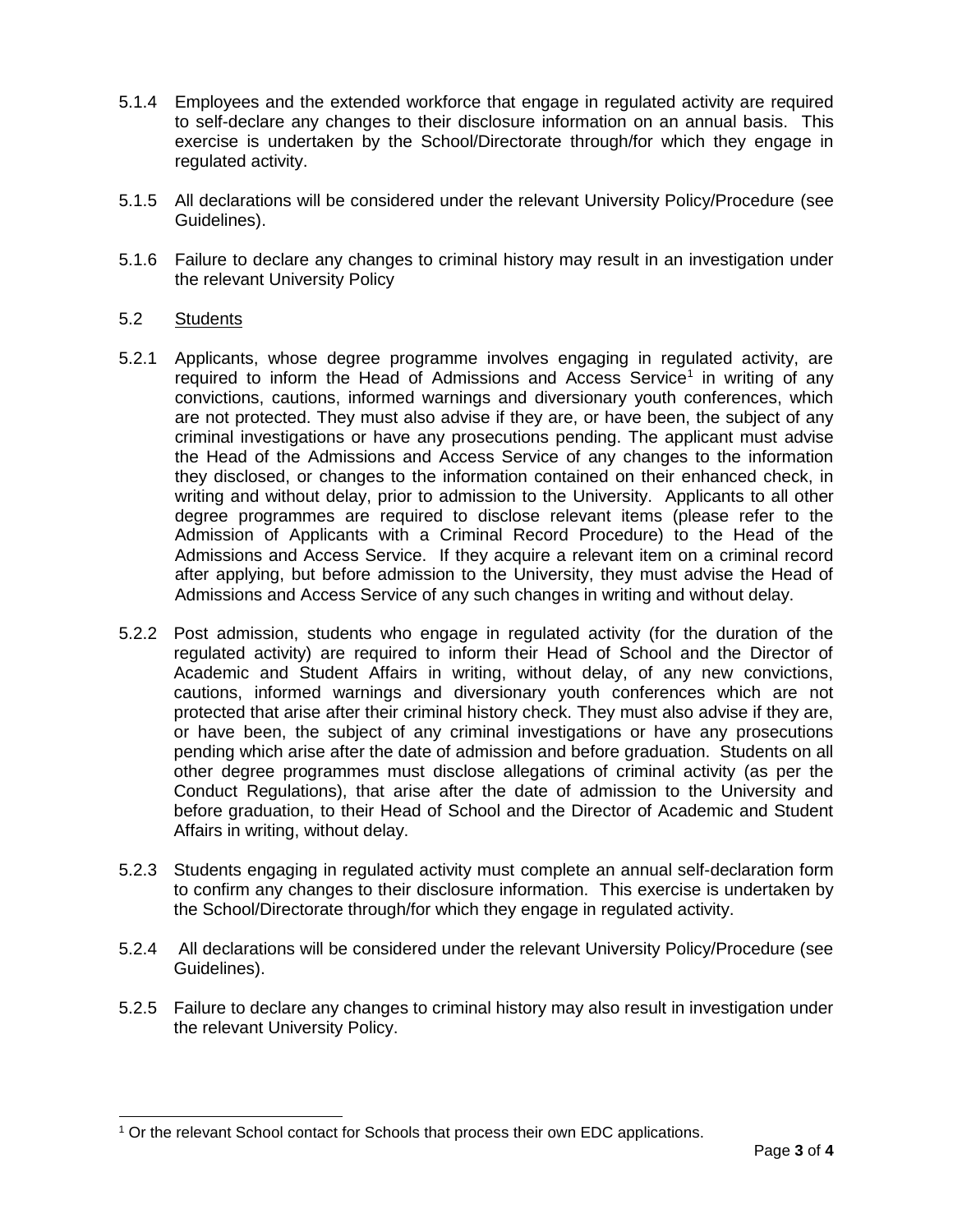5.1.4 Employees and the extended workforce that engage in regulated activity are required to self-declare any changes to their disclosure information on an annual basis. This exercise is undertaken by the School/Directorate through/for which they engage in regulated activity.

5.1.5 All declarations will be considered under the relevant University Policy/Procedure (see Guidelines).

5.1.6 Failure to declare any changes to criminal history may result in an investigation under the relevant University Policy

5.2 <u>Students</u>

5.2.1 Applicants, whose degree programme involves engaging in regulated activity, are required to inform the Head of Admissions and Access Service[1] in writing of any convictions, cautions, informed warnings and diversionary youth conferences, which are not protected. They must also advise if they are, or have been, the subject of any criminal investigations or have any prosecutions pending. The applicant must advise the Head of the Admissions and Access Service of any changes to the information they disclosed, or changes to the information contained on their enhanced check, in writing and without delay, prior to admission to the University. Applicants to all other degree programmes are required to disclose relevant items (please refer to the Admission of Applicants with a Criminal Record Procedure) to the Head of the Admissions and Access Service. If they acquire a relevant item on a criminal record after applying, but before admission to the University, they must advise the Head of Admissions and Access Service of any such changes in writing and without delay.

5.2.2 Post admission, students who engage in regulated activity (for the duration of the regulated activity) are required to inform their Head of School and the Director of Academic and Student Affairs in writing, without delay, of any new convictions, cautions, informed warnings and diversionary youth conferences which are not protected that arise after their criminal history check. They must also advise if they are, or have been, the subject of any criminal investigations or have any prosecutions pending which arise after the date of admission and before graduation. Students on all other degree programmes must disclose allegations of criminal activity (as per the Conduct Regulations), that arise after the date of admission to the University and before graduation, to their Head of School and the Director of Academic and Student Affairs in writing, without delay.

5.2.3 Students engaging in regulated activity must complete an annual self-declaration form to confirm any changes to their disclosure information. This exercise is undertaken by the School/Directorate through/for which they engage in regulated activity.

5.2.4 All declarations will be considered under the relevant University Policy/Procedure (see Guidelines).

5.2.5 Failure to declare any changes to criminal history may also result in investigation under the relevant University Policy.

[1] Or the relevant School contact for Schools that process their own EDC applications.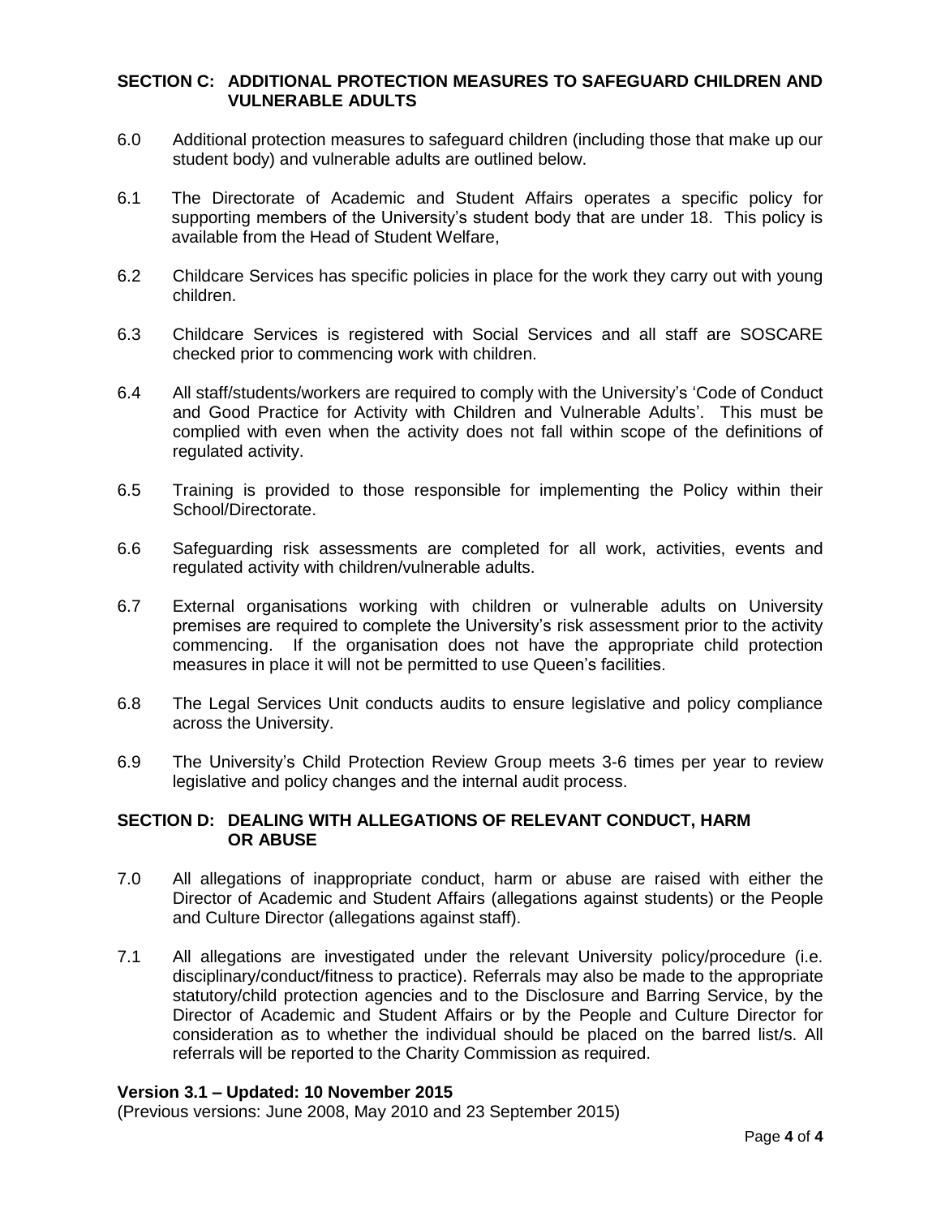## SECTION C: ADDITIONAL PROTECTION MEASURES TO SAFEGUARD CHILDREN AND VULNERABLE ADULTS

6.0 Additional protection measures to safeguard children (including those that make up our student body) and vulnerable adults are outlined below.

6.1 The Directorate of Academic and Student Affairs operates a specific policy for supporting members of the University's student body that are under 18. This policy is available from the Head of Student Welfare,

6.2 Childcare Services has specific policies in place for the work they carry out with young children.

6.3 Childcare Services is registered with Social Services and all staff are SOSCARE checked prior to commencing work with children.

6.4 All staff/students/workers are required to comply with the University's 'Code of Conduct and Good Practice for Activity with Children and Vulnerable Adults'. This must be complied with even when the activity does not fall within scope of the definitions of regulated activity.

6.5 Training is provided to those responsible for implementing the Policy within their School/Directorate.

6.6 Safeguarding risk assessments are completed for all work, activities, events and regulated activity with children/vulnerable adults.

6.7 External organisations working with children or vulnerable adults on University premises are required to complete the University's risk assessment prior to the activity commencing. If the organisation does not have the appropriate child protection measures in place it will not be permitted to use Queen's facilities.

6.8 The Legal Services Unit conducts audits to ensure legislative and policy compliance across the University.

6.9 The University's Child Protection Review Group meets 3-6 times per year to review legislative and policy changes and the internal audit process.

## SECTION D: DEALING WITH ALLEGATIONS OF RELEVANT CONDUCT, HARM OR ABUSE

7.0 All allegations of inappropriate conduct, harm or abuse are raised with either the Director of Academic and Student Affairs (allegations against students) or the People and Culture Director (allegations against staff).

7.1 All allegations are investigated under the relevant University policy/procedure (i.e. disciplinary/conduct/fitness to practice). Referrals may also be made to the appropriate statutory/child protection agencies and to the Disclosure and Barring Service, by the Director of Academic and Student Affairs or by the People and Culture Director for consideration as to whether the individual should be placed on the barred list/s. All referrals will be reported to the Charity Commission as required.

**Version 3.1 – Updated: 10 November 2015**
(Previous versions: June 2008, May 2010 and 23 September 2015)